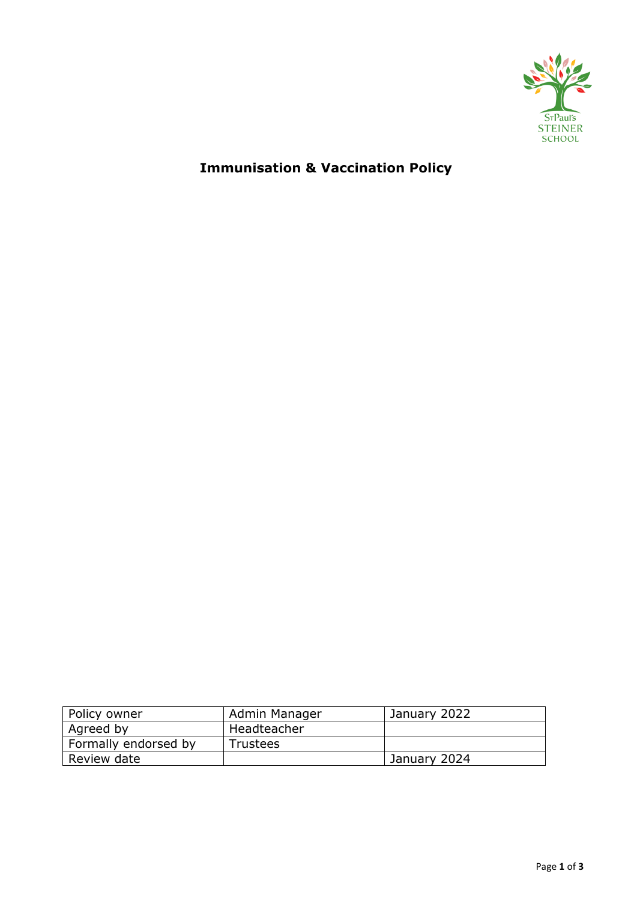St Paul's STEINER SCHOOL

# Immunisation & Vaccination Policy

| Policy owner | Admin Manager | January 2022 |
|---|---|---|
| Agreed by | Headteacher | |
| Formally endorsed by | Trustees | |
| Review date | | January 2024 |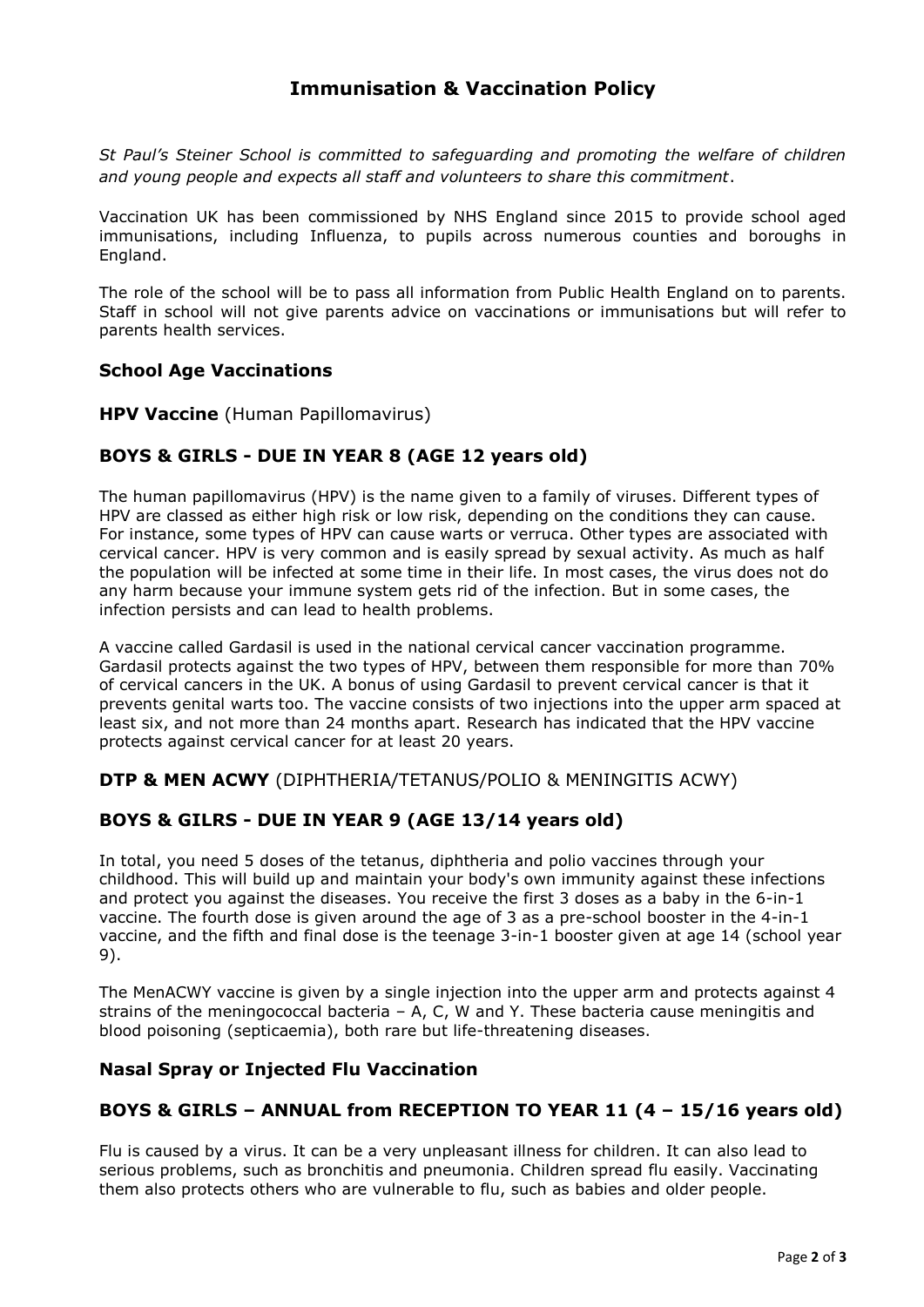# Immunisation & Vaccination Policy

*St Paul's Steiner School is committed to safeguarding and promoting the welfare of children and young people and expects all staff and volunteers to share this commitment*.

Vaccination UK has been commissioned by NHS England since 2015 to provide school aged immunisations, including Influenza, to pupils across numerous counties and boroughs in England.

The role of the school will be to pass all information from Public Health England on to parents. Staff in school will not give parents advice on vaccinations or immunisations but will refer to parents health services.

## School Age Vaccinations

**HPV Vaccine** (Human Papillomavirus)

### BOYS & GIRLS - DUE IN YEAR 8 (AGE 12 years old)

The human papillomavirus (HPV) is the name given to a family of viruses. Different types of HPV are classed as either high risk or low risk, depending on the conditions they can cause. For instance, some types of HPV can cause warts or verruca. Other types are associated with cervical cancer. HPV is very common and is easily spread by sexual activity. As much as half the population will be infected at some time in their life. In most cases, the virus does not do any harm because your immune system gets rid of the infection. But in some cases, the infection persists and can lead to health problems.

A vaccine called Gardasil is used in the national cervical cancer vaccination programme. Gardasil protects against the two types of HPV, between them responsible for more than 70% of cervical cancers in the UK. A bonus of using Gardasil to prevent cervical cancer is that it prevents genital warts too. The vaccine consists of two injections into the upper arm spaced at least six, and not more than 24 months apart. Research has indicated that the HPV vaccine protects against cervical cancer for at least 20 years.

**DTP & MEN ACWY** (DIPHTHERIA/TETANUS/POLIO & MENINGITIS ACWY)

### BOYS & GILRS - DUE IN YEAR 9 (AGE 13/14 years old)

In total, you need 5 doses of the tetanus, diphtheria and polio vaccines through your childhood. This will build up and maintain your body's own immunity against these infections and protect you against the diseases. You receive the first 3 doses as a baby in the 6-in-1 vaccine. The fourth dose is given around the age of 3 as a pre-school booster in the 4-in-1 vaccine, and the fifth and final dose is the teenage 3-in-1 booster given at age 14 (school year 9).

The MenACWY vaccine is given by a single injection into the upper arm and protects against 4 strains of the meningococcal bacteria – A, C, W and Y. These bacteria cause meningitis and blood poisoning (septicaemia), both rare but life-threatening diseases.

## Nasal Spray or Injected Flu Vaccination

### BOYS & GIRLS – ANNUAL from RECEPTION TO YEAR 11 (4 – 15/16 years old)

Flu is caused by a virus. It can be a very unpleasant illness for children. It can also lead to serious problems, such as bronchitis and pneumonia. Children spread flu easily. Vaccinating them also protects others who are vulnerable to flu, such as babies and older people.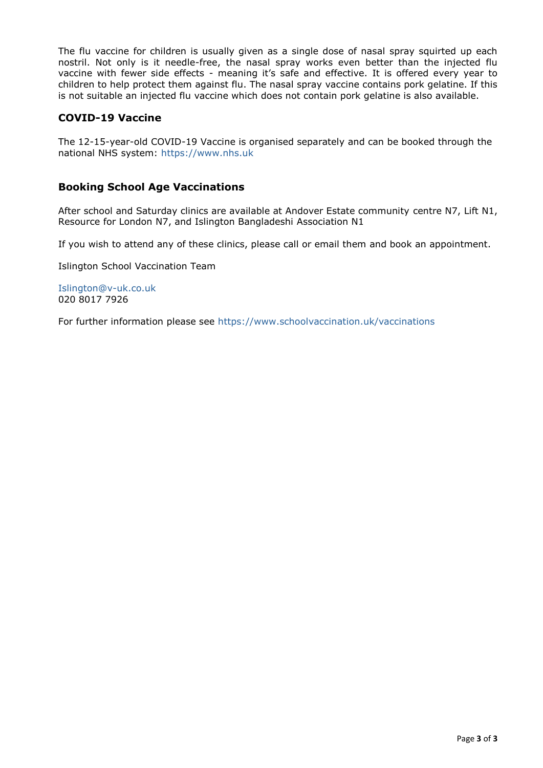The flu vaccine for children is usually given as a single dose of nasal spray squirted up each nostril. Not only is it needle-free, the nasal spray works even better than the injected flu vaccine with fewer side effects - meaning it's safe and effective. It is offered every year to children to help protect them against flu. The nasal spray vaccine contains pork gelatine. If this is not suitable an injected flu vaccine which does not contain pork gelatine is also available.

## COVID-19 Vaccine

The 12-15-year-old COVID-19 Vaccine is organised separately and can be booked through the national NHS system: https://www.nhs.uk

## Booking School Age Vaccinations

After school and Saturday clinics are available at Andover Estate community centre N7, Lift N1, Resource for London N7, and Islington Bangladeshi Association N1

If you wish to attend any of these clinics, please call or email them and book an appointment.

Islington School Vaccination Team

Islington@v-uk.co.uk
020 8017 7926

For further information please see https://www.schoolvaccination.uk/vaccinations